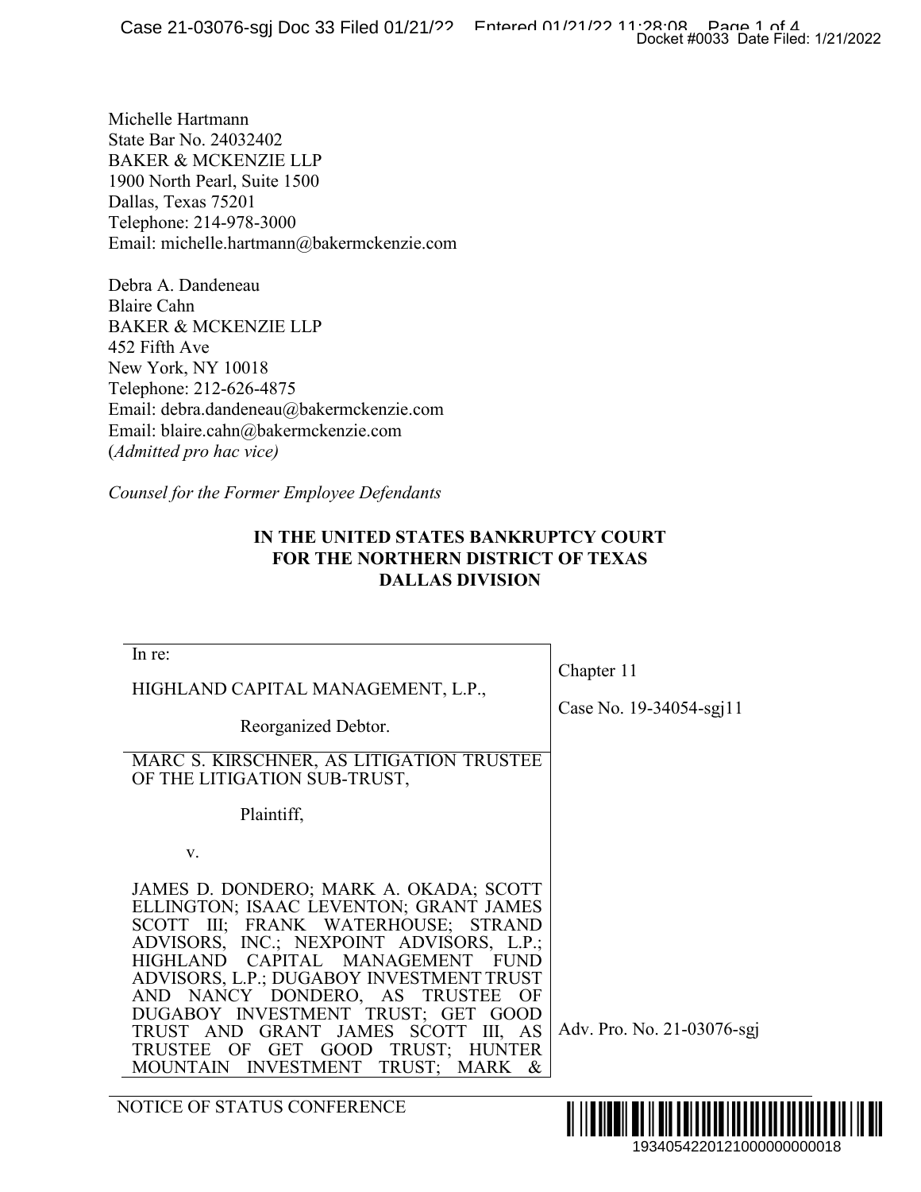Michelle Hartmann
State Bar No. 24032402
BAKER & MCKENZIE LLP
1900 North Pearl, Suite 1500
Dallas, Texas 75201
Telephone: 214-978-3000
Email: michelle.hartmann@bakermckenzie.com

Debra A. Dandeneau
Blaire Cahn
BAKER & MCKENZIE LLP
452 Fifth Ave
New York, NY 10018
Telephone: 212-626-4875
Email: debra.dandeneau@bakermckenzie.com
Email: blaire.cahn@bakermckenzie.com
(*Admitted pro hac vice)*

*Counsel for the Former Employee Defendants*

**IN THE UNITED STATES BANKRUPTCY COURT**
**FOR THE NORTHERN DISTRICT OF TEXAS**
**DALLAS DIVISION**

| | |
|---|---|
| In re:<br><br>HIGHLAND CAPITAL MANAGEMENT, L.P.,<br><br>Reorganized Debtor. | Chapter 11<br><br>Case No. 19-34054-sgj11 |
| MARC S. KIRSCHNER, AS LITIGATION TRUSTEE OF THE LITIGATION SUB-TRUST,<br><br>Plaintiff,<br><br>v.<br><br>JAMES D. DONDERO; MARK A. OKADA; SCOTT ELLINGTON; ISAAC LEVENTON; GRANT JAMES SCOTT III; FRANK WATERHOUSE; STRAND ADVISORS, INC.; NEXPOINT ADVISORS, L.P.; HIGHLAND CAPITAL MANAGEMENT FUND ADVISORS, L.P.; DUGABOY INVESTMENT TRUST AND NANCY DONDERO, AS TRUSTEE OF DUGABOY INVESTMENT TRUST; GET GOOD TRUST AND GRANT JAMES SCOTT III, AS TRUSTEE OF GET GOOD TRUST; HUNTER MOUNTAIN INVESTMENT TRUST; MARK & | Adv. Pro. No. 21-03076-sgj |

NOTICE OF STATUS CONFERENCE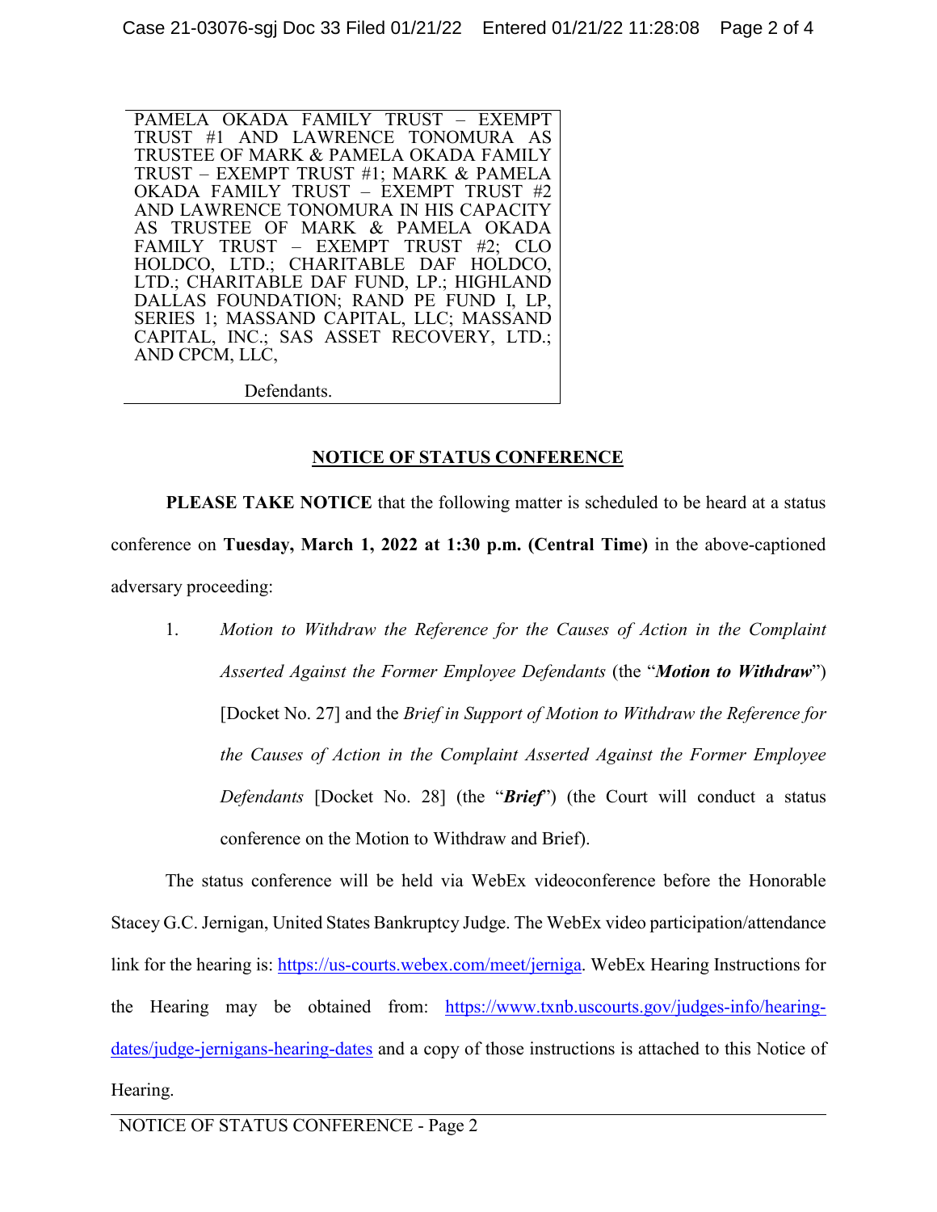PAMELA OKADA FAMILY TRUST – EXEMPT TRUST #1 AND LAWRENCE TONOMURA AS TRUSTEE OF MARK & PAMELA OKADA FAMILY TRUST – EXEMPT TRUST #1; MARK & PAMELA OKADA FAMILY TRUST – EXEMPT TRUST #2 AND LAWRENCE TONOMURA IN HIS CAPACITY AS TRUSTEE OF MARK & PAMELA OKADA FAMILY TRUST – EXEMPT TRUST #2; CLO HOLDCO, LTD.; CHARITABLE DAF HOLDCO, LTD.; CHARITABLE DAF FUND, LP.; HIGHLAND DALLAS FOUNDATION; RAND PE FUND I, LP, SERIES 1; MASSAND CAPITAL, LLC; MASSAND CAPITAL, INC.; SAS ASSET RECOVERY, LTD.; AND CPCM, LLC,

Defendants.

## NOTICE OF STATUS CONFERENCE

**PLEASE TAKE NOTICE** that the following matter is scheduled to be heard at a status conference on **Tuesday, March 1, 2022 at 1:30 p.m. (Central Time)** in the above-captioned adversary proceeding:

1. *Motion to Withdraw the Reference for the Causes of Action in the Complaint Asserted Against the Former Employee Defendants* (the "***Motion to Withdraw***") [Docket No. 27] and the *Brief in Support of Motion to Withdraw the Reference for the Causes of Action in the Complaint Asserted Against the Former Employee Defendants* [Docket No. 28] (the "***Brief***") (the Court will conduct a status conference on the Motion to Withdraw and Brief).

The status conference will be held via WebEx videoconference before the Honorable Stacey G.C. Jernigan, United States Bankruptcy Judge. The WebEx video participation/attendance link for the hearing is: https://us-courts.webex.com/meet/jerniga. WebEx Hearing Instructions for the Hearing may be obtained from: https://www.txnb.uscourts.gov/judges-info/hearing-dates/judge-jernigans-hearing-dates and a copy of those instructions is attached to this Notice of Hearing.

NOTICE OF STATUS CONFERENCE - Page 2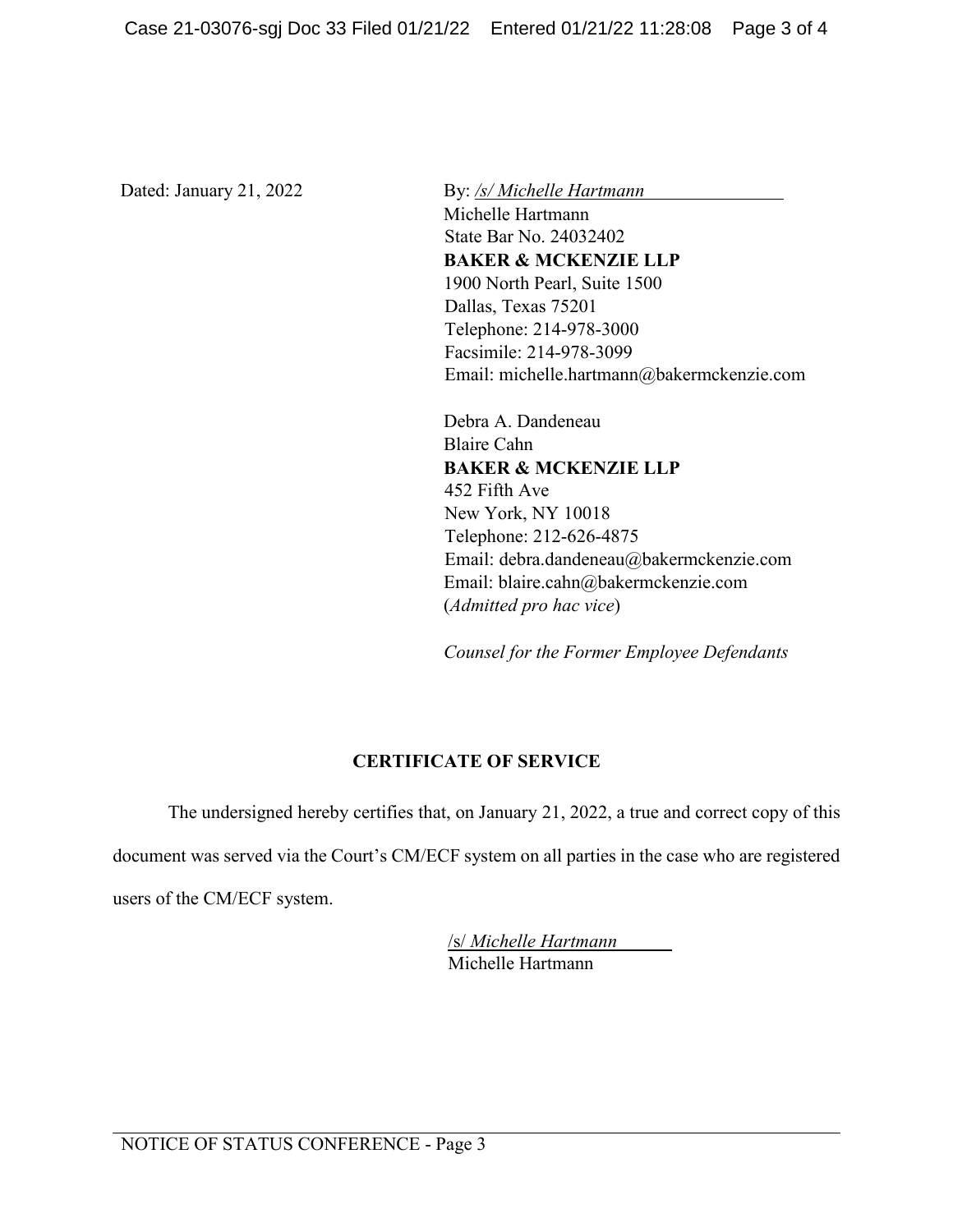Dated: January 21, 2022

By: */s/ Michelle Hartmann*
Michelle Hartmann
State Bar No. 24032402
**BAKER & MCKENZIE LLP**
1900 North Pearl, Suite 1500
Dallas, Texas 75201
Telephone: 214-978-3000
Facsimile: 214-978-3099
Email: michelle.hartmann@bakermckenzie.com

Debra A. Dandeneau
Blaire Cahn
**BAKER & MCKENZIE LLP**
452 Fifth Ave
New York, NY 10018
Telephone: 212-626-4875
Email: debra.dandeneau@bakermckenzie.com
Email: blaire.cahn@bakermckenzie.com
(*Admitted pro hac vice*)

*Counsel for the Former Employee Defendants*

## CERTIFICATE OF SERVICE

The undersigned hereby certifies that, on January 21, 2022, a true and correct copy of this document was served via the Court's CM/ECF system on all parties in the case who are registered users of the CM/ECF system.

/s/ *Michelle Hartmann*
Michelle Hartmann

NOTICE OF STATUS CONFERENCE - Page 3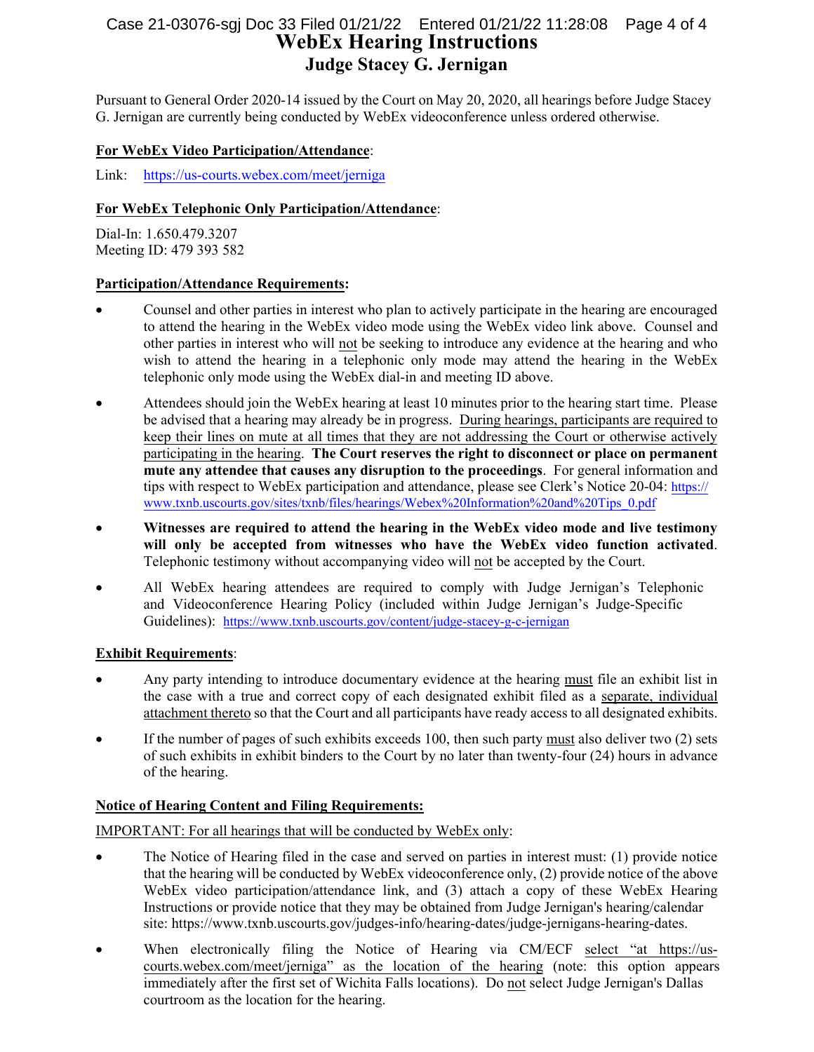# WebEx Hearing Instructions
## Judge Stacey G. Jernigan

Pursuant to General Order 2020-14 issued by the Court on May 20, 2020, all hearings before Judge Stacey G. Jernigan are currently being conducted by WebEx videoconference unless ordered otherwise.

**For WebEx Video Participation/Attendance**:

Link: https://us-courts.webex.com/meet/jerniga

**For WebEx Telephonic Only Participation/Attendance**:

Dial-In: 1.650.479.3207
Meeting ID: 479 393 582

**Participation/Attendance Requirements:**

- Counsel and other parties in interest who plan to actively participate in the hearing are encouraged to attend the hearing in the WebEx video mode using the WebEx video link above. Counsel and other parties in interest who will not be seeking to introduce any evidence at the hearing and who wish to attend the hearing in a telephonic only mode may attend the hearing in the WebEx telephonic only mode using the WebEx dial-in and meeting ID above.
- Attendees should join the WebEx hearing at least 10 minutes prior to the hearing start time. Please be advised that a hearing may already be in progress. During hearings, participants are required to keep their lines on mute at all times that they are not addressing the Court or otherwise actively participating in the hearing. **The Court reserves the right to disconnect or place on permanent mute any attendee that causes any disruption to the proceedings**. For general information and tips with respect to WebEx participation and attendance, please see Clerk's Notice 20-04: https://www.txnb.uscourts.gov/sites/txnb/files/hearings/Webex%20Information%20and%20Tips_0.pdf
- **Witnesses are required to attend the hearing in the WebEx video mode and live testimony will only be accepted from witnesses who have the WebEx video function activated**. Telephonic testimony without accompanying video will not be accepted by the Court.
- All WebEx hearing attendees are required to comply with Judge Jernigan's Telephonic and Videoconference Hearing Policy (included within Judge Jernigan's Judge-Specific Guidelines): https://www.txnb.uscourts.gov/content/judge-stacey-g-c-jernigan

**Exhibit Requirements**:

- Any party intending to introduce documentary evidence at the hearing must file an exhibit list in the case with a true and correct copy of each designated exhibit filed as a separate, individual attachment thereto so that the Court and all participants have ready access to all designated exhibits.
- If the number of pages of such exhibits exceeds 100, then such party must also deliver two (2) sets of such exhibits in exhibit binders to the Court by no later than twenty-four (24) hours in advance of the hearing.

**Notice of Hearing Content and Filing Requirements:**

IMPORTANT: For all hearings that will be conducted by WebEx only:

- The Notice of Hearing filed in the case and served on parties in interest must: (1) provide notice that the hearing will be conducted by WebEx videoconference only, (2) provide notice of the above WebEx video participation/attendance link, and (3) attach a copy of these WebEx Hearing Instructions or provide notice that they may be obtained from Judge Jernigan's hearing/calendar site: https://www.txnb.uscourts.gov/judges-info/hearing-dates/judge-jernigans-hearing-dates.
- When electronically filing the Notice of Hearing via CM/ECF select "at https://us-courts.webex.com/meet/jerniga" as the location of the hearing (note: this option appears immediately after the first set of Wichita Falls locations). Do not select Judge Jernigan's Dallas courtroom as the location for the hearing.